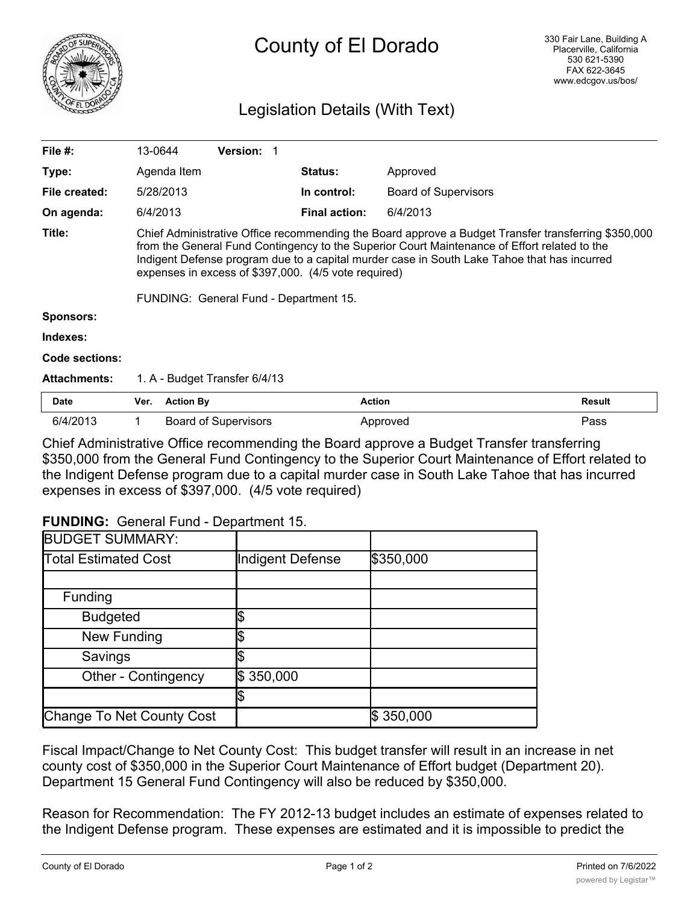# County of El Dorado

330 Fair Lane, Building A
Placerville, California
530 621-5390
FAX 622-3645
www.edcgov.us/bos/

## Legislation Details (With Text)

| | | | |
|---|---|---|---|
| **File #:** | 13-0644 **Version:** 1 | | |
| **Type:** | Agenda Item | **Status:** | Approved |
| **File created:** | 5/28/2013 | **In control:** | Board of Supervisors |
| **On agenda:** | 6/4/2013 | **Final action:** | 6/4/2013 |

**Title:** Chief Administrative Office recommending the Board approve a Budget Transfer transferring $350,000 from the General Fund Contingency to the Superior Court Maintenance of Effort related to the Indigent Defense program due to a capital murder case in South Lake Tahoe that has incurred expenses in excess of $397,000. (4/5 vote required)

FUNDING: General Fund - Department 15.

**Sponsors:**

**Indexes:**

**Code sections:**

**Attachments:** 1. A - Budget Transfer 6/4/13

| Date | Ver. | Action By | Action | Result |
|---|---|---|---|---|
| 6/4/2013 | 1 | Board of Supervisors | Approved | Pass |

Chief Administrative Office recommending the Board approve a Budget Transfer transferring $350,000 from the General Fund Contingency to the Superior Court Maintenance of Effort related to the Indigent Defense program due to a capital murder case in South Lake Tahoe that has incurred expenses in excess of $397,000. (4/5 vote required)

**FUNDING:** General Fund - Department 15.

| BUDGET SUMMARY: | | |
|---|---|---|
| Total Estimated Cost | Indigent Defense | $350,000 |
| | | |
| Funding | | |
| Budgeted | $ | |
| New Funding | $ | |
| Savings | $ | |
| Other - Contingency | $ 350,000 | |
| | $ | |
| Change To Net County Cost | | $ 350,000 |

Fiscal Impact/Change to Net County Cost: This budget transfer will result in an increase in net county cost of $350,000 in the Superior Court Maintenance of Effort budget (Department 20). Department 15 General Fund Contingency will also be reduced by $350,000.

Reason for Recommendation: The FY 2012-13 budget includes an estimate of expenses related to the Indigent Defense program. These expenses are estimated and it is impossible to predict the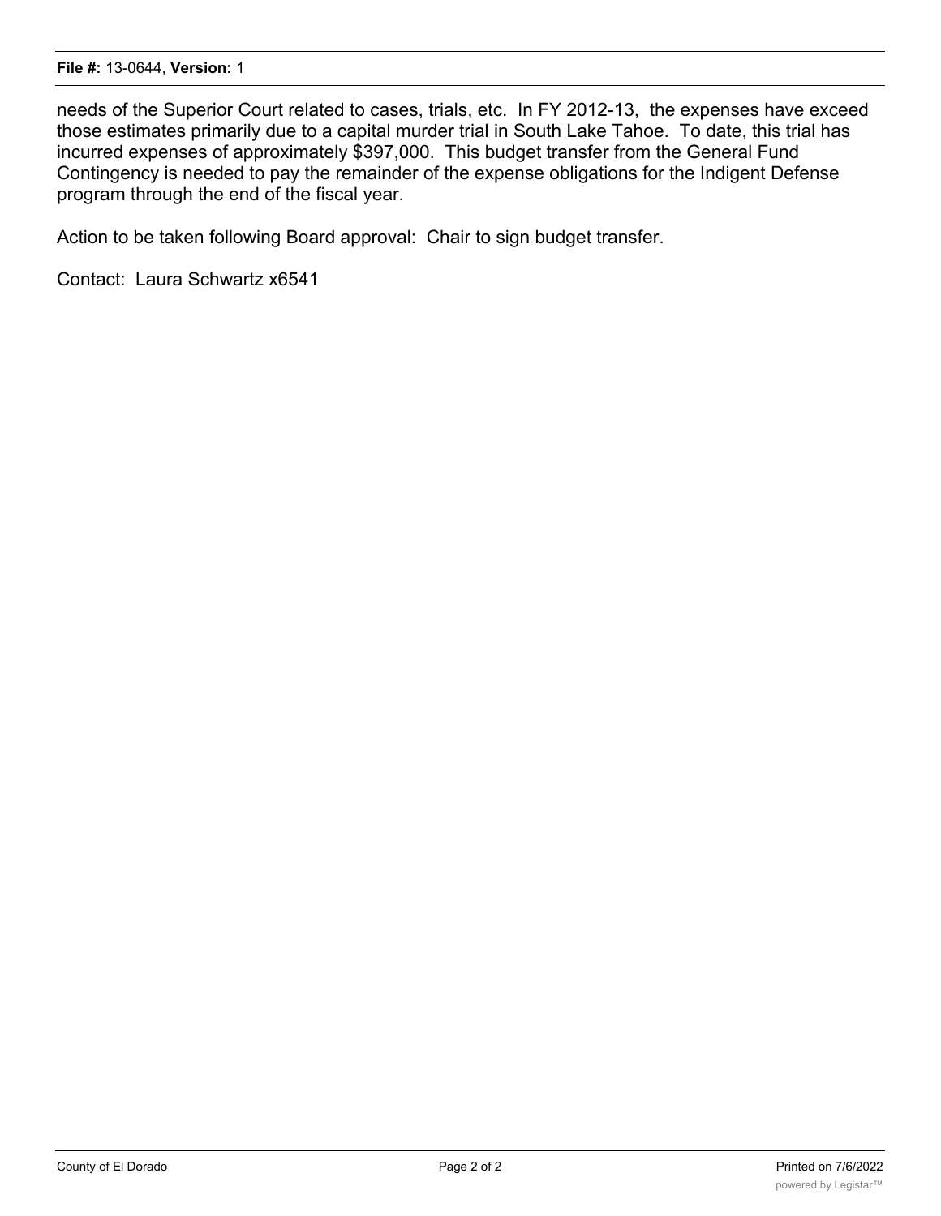needs of the Superior Court related to cases, trials, etc. In FY 2012-13, the expenses have exceed those estimates primarily due to a capital murder trial in South Lake Tahoe. To date, this trial has incurred expenses of approximately $397,000. This budget transfer from the General Fund Contingency is needed to pay the remainder of the expense obligations for the Indigent Defense program through the end of the fiscal year.

Action to be taken following Board approval: Chair to sign budget transfer.

Contact: Laura Schwartz x6541